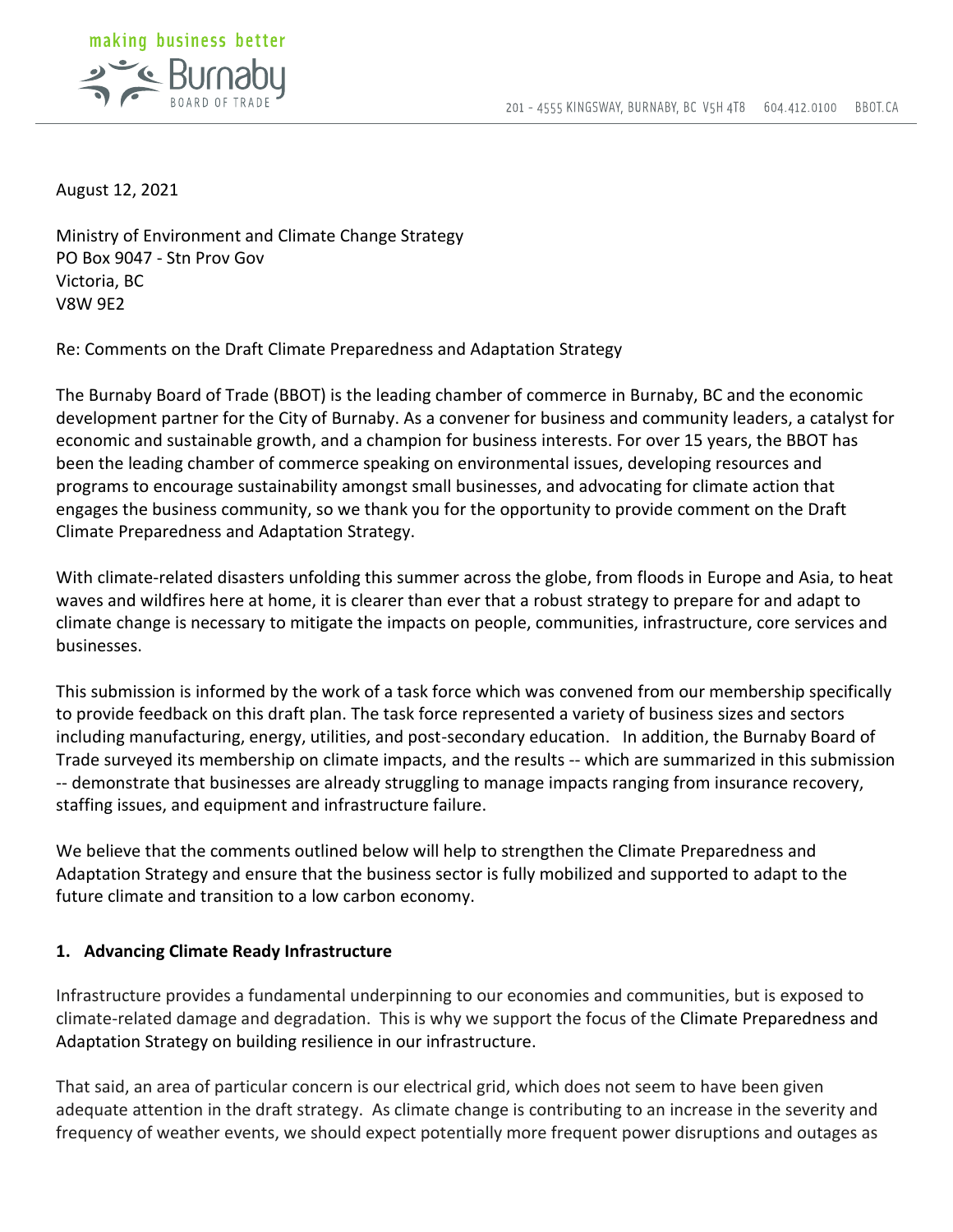making business better

Burnaby BOARD OF TRADE

201 - 4555 KINGSWAY, BURNABY, BC V5H 4T8 604.412.0100 BBOT.CA

August 12, 2021

Ministry of Environment and Climate Change Strategy
PO Box 9047 - Stn Prov Gov
Victoria, BC
V8W 9E2

Re: Comments on the Draft Climate Preparedness and Adaptation Strategy

The Burnaby Board of Trade (BBOT) is the leading chamber of commerce in Burnaby, BC and the economic development partner for the City of Burnaby. As a convener for business and community leaders, a catalyst for economic and sustainable growth, and a champion for business interests. For over 15 years, the BBOT has been the leading chamber of commerce speaking on environmental issues, developing resources and programs to encourage sustainability amongst small businesses, and advocating for climate action that engages the business community, so we thank you for the opportunity to provide comment on the Draft Climate Preparedness and Adaptation Strategy.

With climate-related disasters unfolding this summer across the globe, from floods in Europe and Asia, to heat waves and wildfires here at home, it is clearer than ever that a robust strategy to prepare for and adapt to climate change is necessary to mitigate the impacts on people, communities, infrastructure, core services and businesses.

This submission is informed by the work of a task force which was convened from our membership specifically to provide feedback on this draft plan. The task force represented a variety of business sizes and sectors including manufacturing, energy, utilities, and post-secondary education. In addition, the Burnaby Board of Trade surveyed its membership on climate impacts, and the results -- which are summarized in this submission -- demonstrate that businesses are already struggling to manage impacts ranging from insurance recovery, staffing issues, and equipment and infrastructure failure.

We believe that the comments outlined below will help to strengthen the Climate Preparedness and Adaptation Strategy and ensure that the business sector is fully mobilized and supported to adapt to the future climate and transition to a low carbon economy.

## 1. Advancing Climate Ready Infrastructure

Infrastructure provides a fundamental underpinning to our economies and communities, but is exposed to climate-related damage and degradation. This is why we support the focus of the Climate Preparedness and Adaptation Strategy on building resilience in our infrastructure.

That said, an area of particular concern is our electrical grid, which does not seem to have been given adequate attention in the draft strategy. As climate change is contributing to an increase in the severity and frequency of weather events, we should expect potentially more frequent power disruptions and outages as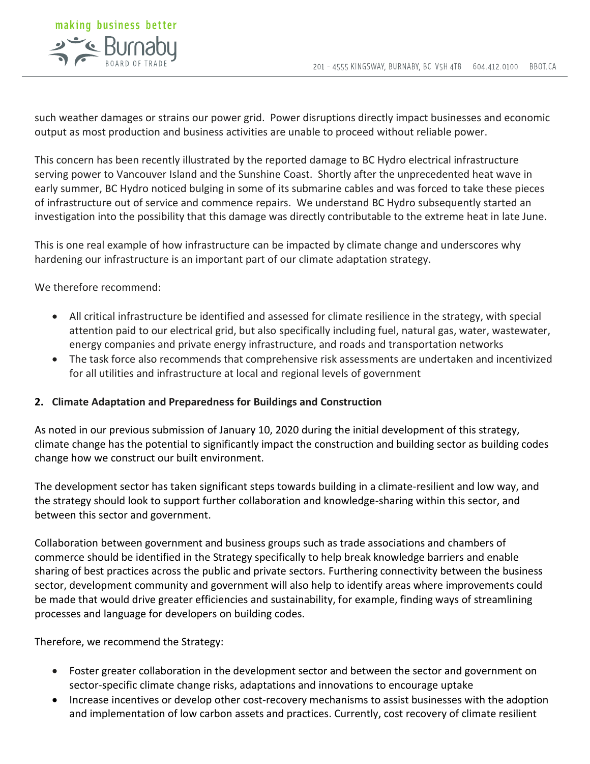such weather damages or strains our power grid. Power disruptions directly impact businesses and economic output as most production and business activities are unable to proceed without reliable power.

This concern has been recently illustrated by the reported damage to BC Hydro electrical infrastructure serving power to Vancouver Island and the Sunshine Coast. Shortly after the unprecedented heat wave in early summer, BC Hydro noticed bulging in some of its submarine cables and was forced to take these pieces of infrastructure out of service and commence repairs. We understand BC Hydro subsequently started an investigation into the possibility that this damage was directly contributable to the extreme heat in late June.

This is one real example of how infrastructure can be impacted by climate change and underscores why hardening our infrastructure is an important part of our climate adaptation strategy.

We therefore recommend:

- All critical infrastructure be identified and assessed for climate resilience in the strategy, with special attention paid to our electrical grid, but also specifically including fuel, natural gas, water, wastewater, energy companies and private energy infrastructure, and roads and transportation networks
- The task force also recommends that comprehensive risk assessments are undertaken and incentivized for all utilities and infrastructure at local and regional levels of government

**2. Climate Adaptation and Preparedness for Buildings and Construction**

As noted in our previous submission of January 10, 2020 during the initial development of this strategy, climate change has the potential to significantly impact the construction and building sector as building codes change how we construct our built environment.

The development sector has taken significant steps towards building in a climate-resilient and low way, and the strategy should look to support further collaboration and knowledge-sharing within this sector, and between this sector and government.

Collaboration between government and business groups such as trade associations and chambers of commerce should be identified in the Strategy specifically to help break knowledge barriers and enable sharing of best practices across the public and private sectors. Furthering connectivity between the business sector, development community and government will also help to identify areas where improvements could be made that would drive greater efficiencies and sustainability, for example, finding ways of streamlining processes and language for developers on building codes.

Therefore, we recommend the Strategy:

- Foster greater collaboration in the development sector and between the sector and government on sector-specific climate change risks, adaptations and innovations to encourage uptake
- Increase incentives or develop other cost-recovery mechanisms to assist businesses with the adoption and implementation of low carbon assets and practices. Currently, cost recovery of climate resilient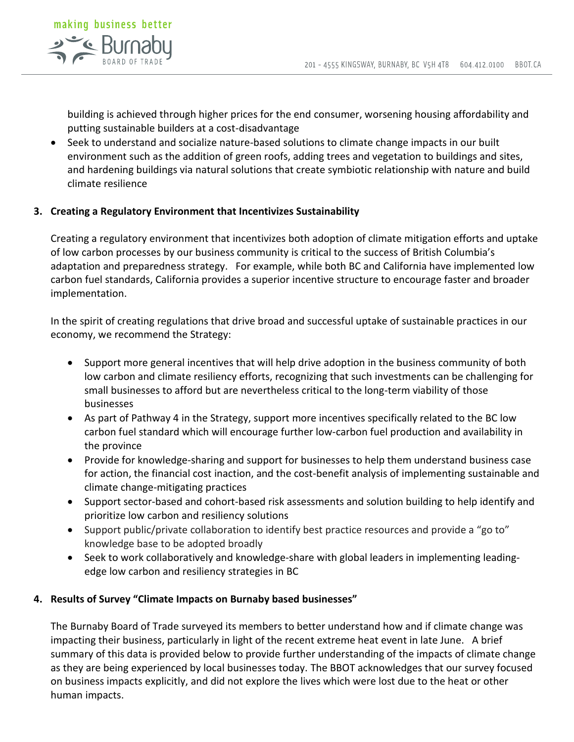building is achieved through higher prices for the end consumer, worsening housing affordability and putting sustainable builders at a cost-disadvantage
- Seek to understand and socialize nature-based solutions to climate change impacts in our built environment such as the addition of green roofs, adding trees and vegetation to buildings and sites, and hardening buildings via natural solutions that create symbiotic relationship with nature and build climate resilience

**3. Creating a Regulatory Environment that Incentivizes Sustainability**

Creating a regulatory environment that incentivizes both adoption of climate mitigation efforts and uptake of low carbon processes by our business community is critical to the success of British Columbia's adaptation and preparedness strategy. For example, while both BC and California have implemented low carbon fuel standards, California provides a superior incentive structure to encourage faster and broader implementation.

In the spirit of creating regulations that drive broad and successful uptake of sustainable practices in our economy, we recommend the Strategy:

- Support more general incentives that will help drive adoption in the business community of both low carbon and climate resiliency efforts, recognizing that such investments can be challenging for small businesses to afford but are nevertheless critical to the long-term viability of those businesses
- As part of Pathway 4 in the Strategy, support more incentives specifically related to the BC low carbon fuel standard which will encourage further low-carbon fuel production and availability in the province
- Provide for knowledge-sharing and support for businesses to help them understand business case for action, the financial cost inaction, and the cost-benefit analysis of implementing sustainable and climate change-mitigating practices
- Support sector-based and cohort-based risk assessments and solution building to help identify and prioritize low carbon and resiliency solutions
- Support public/private collaboration to identify best practice resources and provide a "go to" knowledge base to be adopted broadly
- Seek to work collaboratively and knowledge-share with global leaders in implementing leading-edge low carbon and resiliency strategies in BC

**4. Results of Survey "Climate Impacts on Burnaby based businesses"**

The Burnaby Board of Trade surveyed its members to better understand how and if climate change was impacting their business, particularly in light of the recent extreme heat event in late June. A brief summary of this data is provided below to provide further understanding of the impacts of climate change as they are being experienced by local businesses today. The BBOT acknowledges that our survey focused on business impacts explicitly, and did not explore the lives which were lost due to the heat or other human impacts.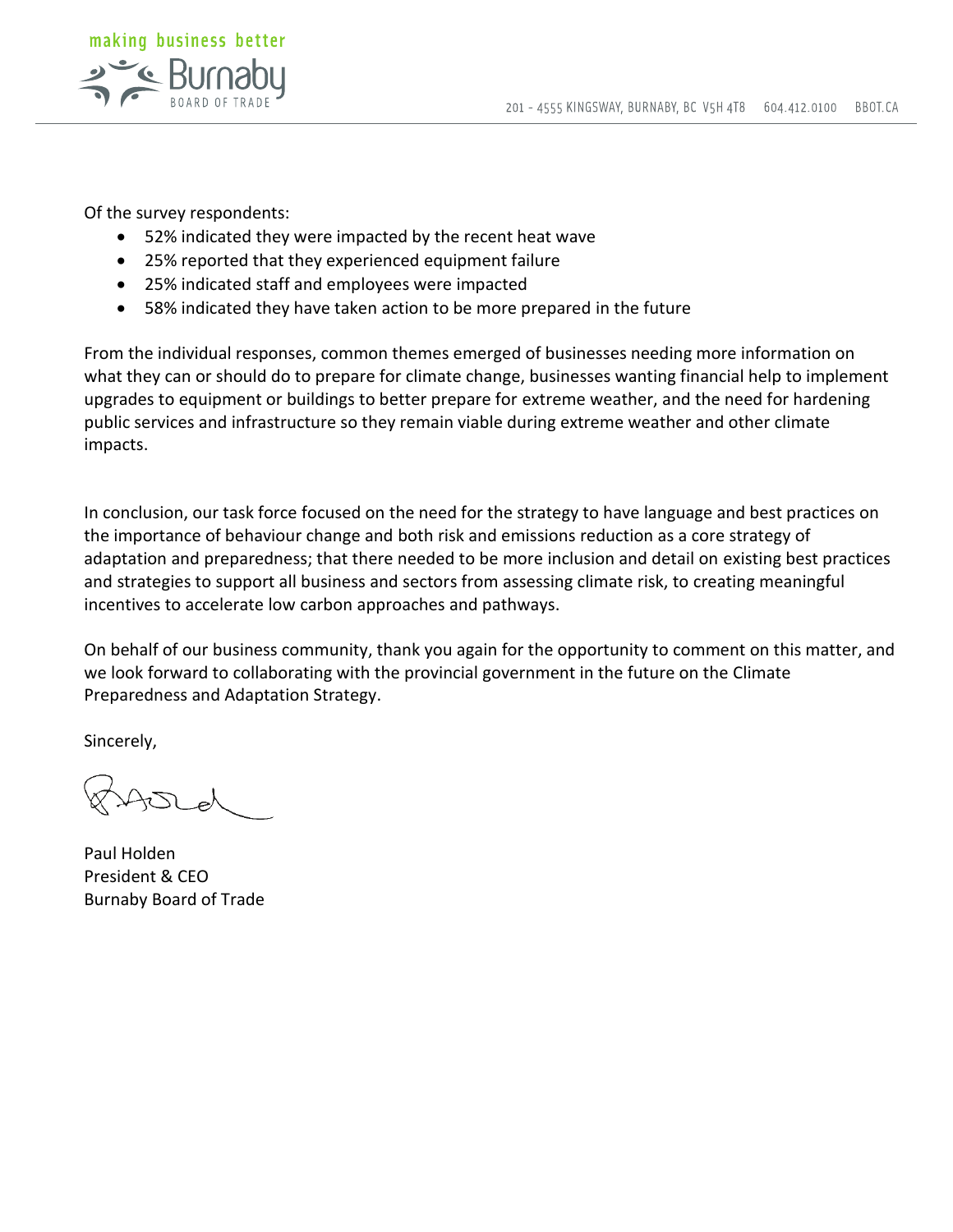Of the survey respondents:

- 52% indicated they were impacted by the recent heat wave
- 25% reported that they experienced equipment failure
- 25% indicated staff and employees were impacted
- 58% indicated they have taken action to be more prepared in the future

From the individual responses, common themes emerged of businesses needing more information on what they can or should do to prepare for climate change, businesses wanting financial help to implement upgrades to equipment or buildings to better prepare for extreme weather, and the need for hardening public services and infrastructure so they remain viable during extreme weather and other climate impacts.

In conclusion, our task force focused on the need for the strategy to have language and best practices on the importance of behaviour change and both risk and emissions reduction as a core strategy of adaptation and preparedness; that there needed to be more inclusion and detail on existing best practices and strategies to support all business and sectors from assessing climate risk, to creating meaningful incentives to accelerate low carbon approaches and pathways.

On behalf of our business community, thank you again for the opportunity to comment on this matter, and we look forward to collaborating with the provincial government in the future on the Climate Preparedness and Adaptation Strategy.

Sincerely,

Paul Holden
President & CEO
Burnaby Board of Trade